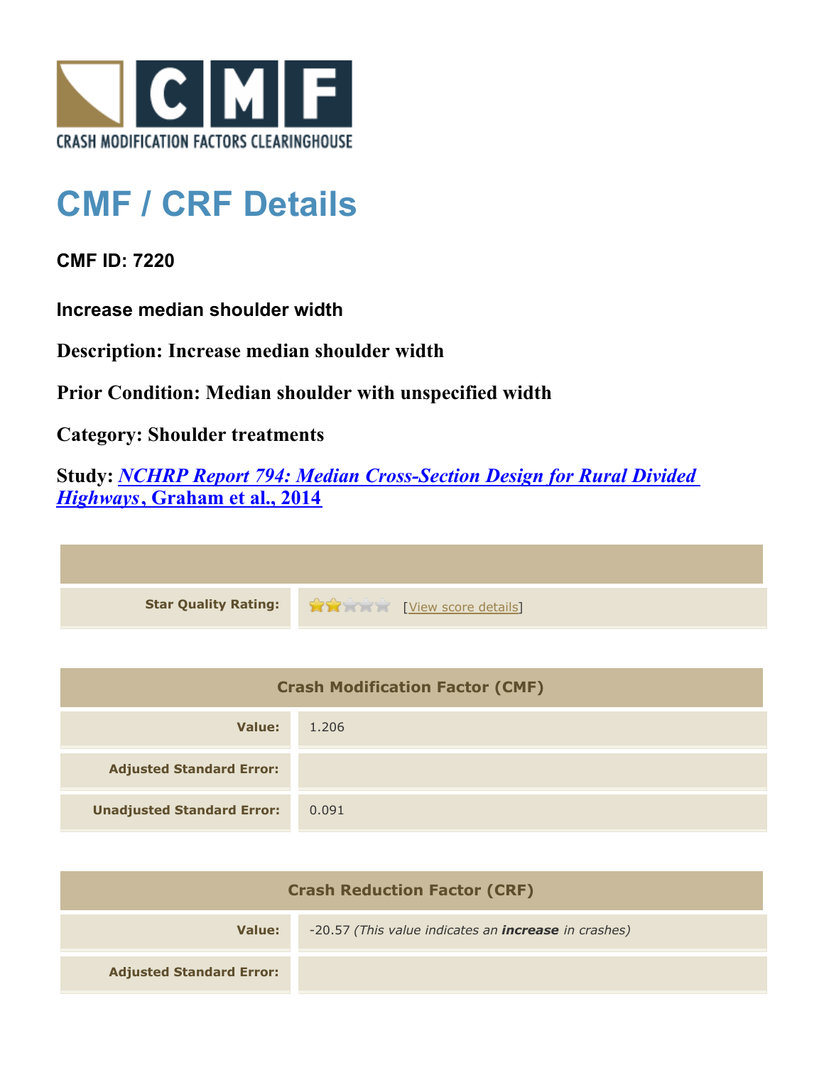CRASH MODIFICATION FACTORS CLEARINGHOUSE

# CMF / CRF Details

## CMF ID: 7220

### Increase median shoulder width

**Description: Increase median shoulder width**

**Prior Condition: Median shoulder with unspecified width**

**Category: Shoulder treatments**

**Study: *NCHRP Report 794: Median Cross-Section Design for Rural Divided Highways*, Graham et al., 2014**

| | |
|---|---|
| **Star Quality Rating:** | 2 of 5 stars [View score details] |

| Crash Modification Factor (CMF) | |
|---|---|
| **Value:** | 1.206 |
| **Adjusted Standard Error:** | |
| **Unadjusted Standard Error:** | 0.091 |

| Crash Reduction Factor (CRF) | |
|---|---|
| **Value:** | -20.57 *(This value indicates an **increase** in crashes)* |
| **Adjusted Standard Error:** | |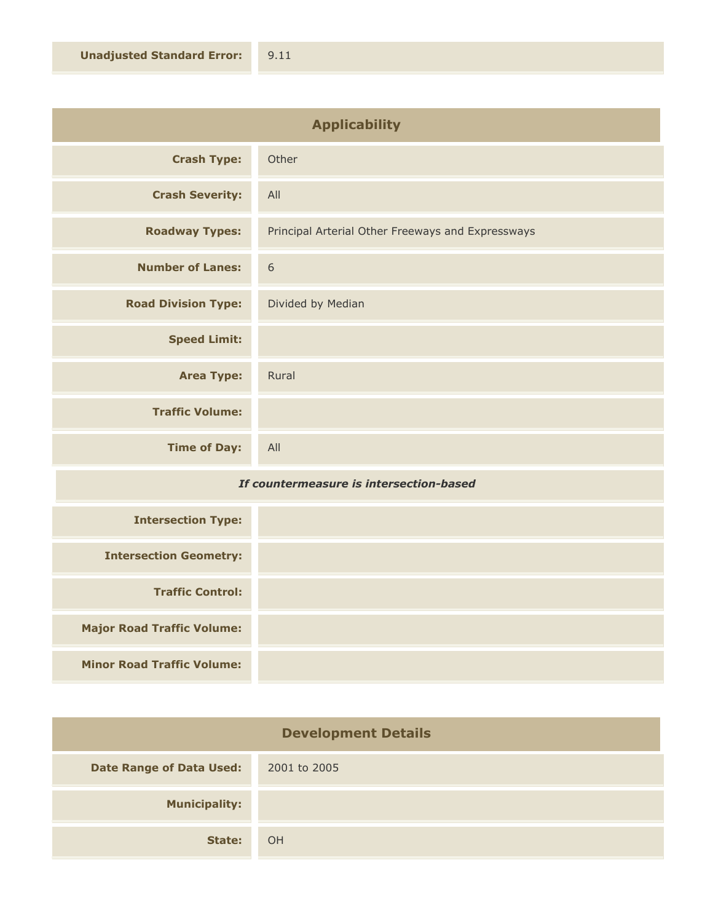| | |
|---|---|
| **Unadjusted Standard Error:** | 9.11 |

## Applicability

| | |
|---|---|
| **Crash Type:** | Other |
| **Crash Severity:** | All |
| **Roadway Types:** | Principal Arterial Other Freeways and Expressways |
| **Number of Lanes:** | 6 |
| **Road Division Type:** | Divided by Median |
| **Speed Limit:** | |
| **Area Type:** | Rural |
| **Traffic Volume:** | |
| **Time of Day:** | All |

***If countermeasure is intersection-based***

| | |
|---|---|
| **Intersection Type:** | |
| **Intersection Geometry:** | |
| **Traffic Control:** | |
| **Major Road Traffic Volume:** | |
| **Minor Road Traffic Volume:** | |

## Development Details

| | |
|---|---|
| **Date Range of Data Used:** | 2001 to 2005 |
| **Municipality:** | |
| **State:** | OH |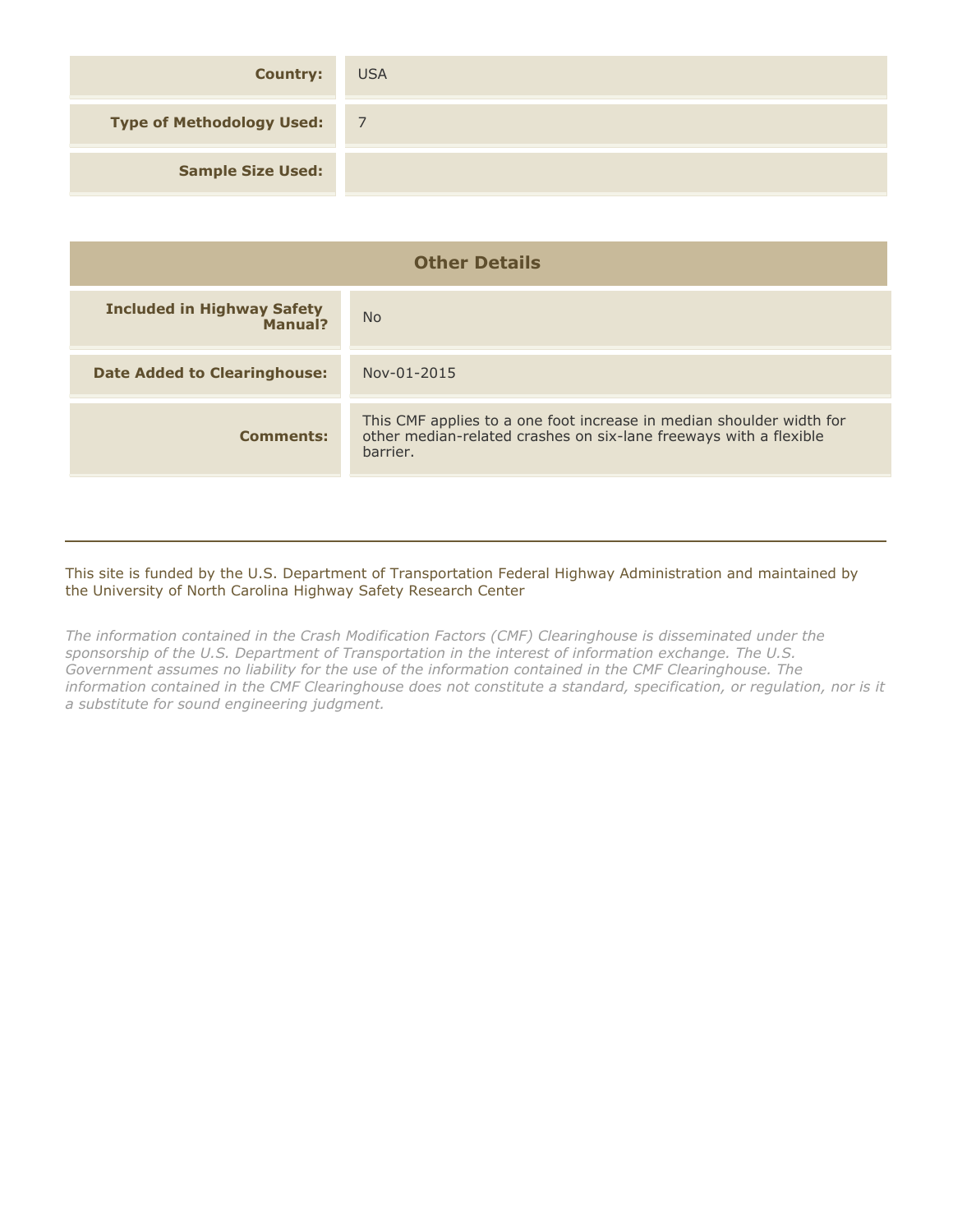| | |
|---|---|
| **Country:** | USA |
| **Type of Methodology Used:** | 7 |
| **Sample Size Used:** | |

## Other Details

| | |
|---|---|
| **Included in Highway Safety Manual?** | No |
| **Date Added to Clearinghouse:** | Nov-01-2015 |
| **Comments:** | This CMF applies to a one foot increase in median shoulder width for other median-related crashes on six-lane freeways with a flexible barrier. |

---

This site is funded by the U.S. Department of Transportation Federal Highway Administration and maintained by the University of North Carolina Highway Safety Research Center

*The information contained in the Crash Modification Factors (CMF) Clearinghouse is disseminated under the sponsorship of the U.S. Department of Transportation in the interest of information exchange. The U.S. Government assumes no liability for the use of the information contained in the CMF Clearinghouse. The information contained in the CMF Clearinghouse does not constitute a standard, specification, or regulation, nor is it a substitute for sound engineering judgment.*